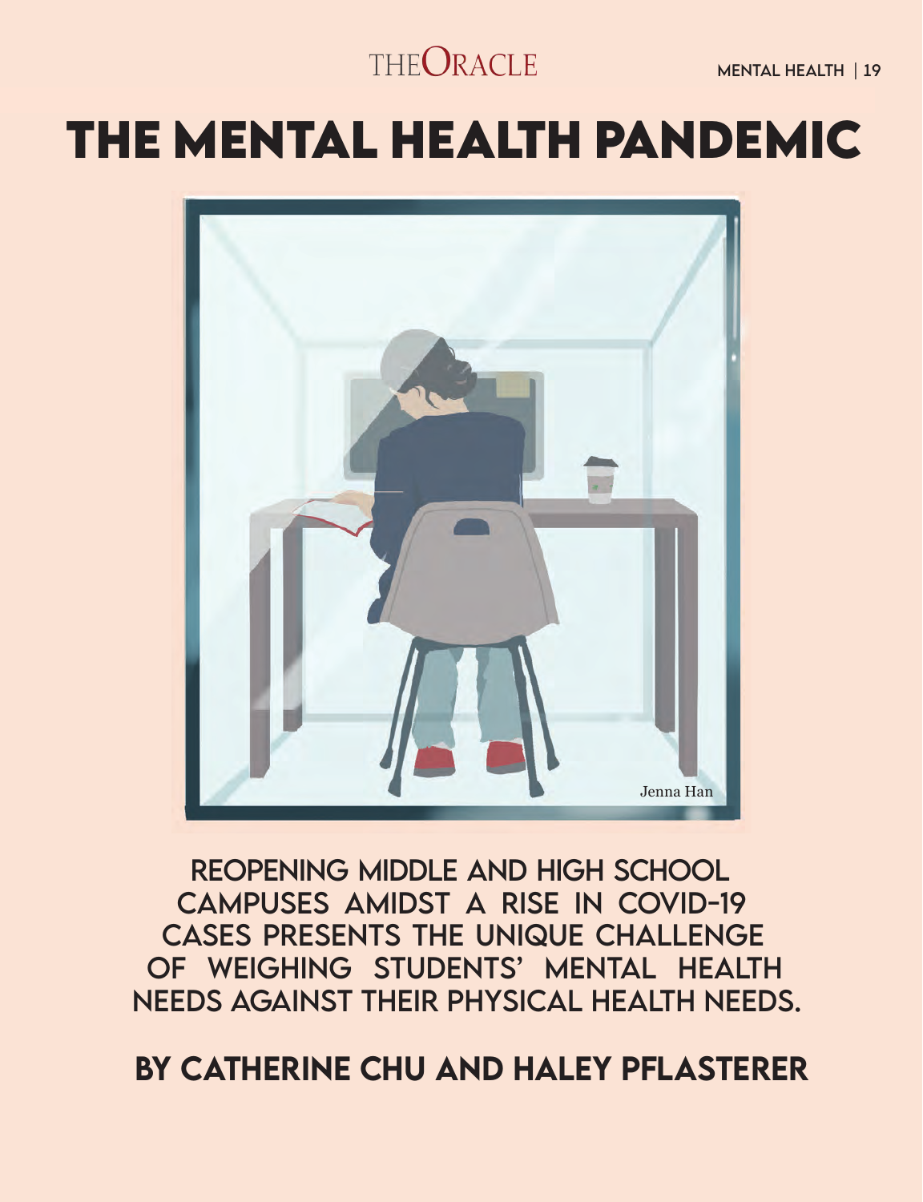# THE MENTAL HEALTH PANDEMIC

Jenna Han

## REOPENING MIDDLE AND HIGH SCHOOL CAMPUSES AMIDST A RISE IN COVID-19 CASES PRESENTS THE UNIQUE CHALLENGE OF WEIGHING STUDENTS' MENTAL HEALTH NEEDS AGAINST THEIR PHYSICAL HEALTH NEEDS.

## BY CATHERINE CHU AND HALEY PFLASTERER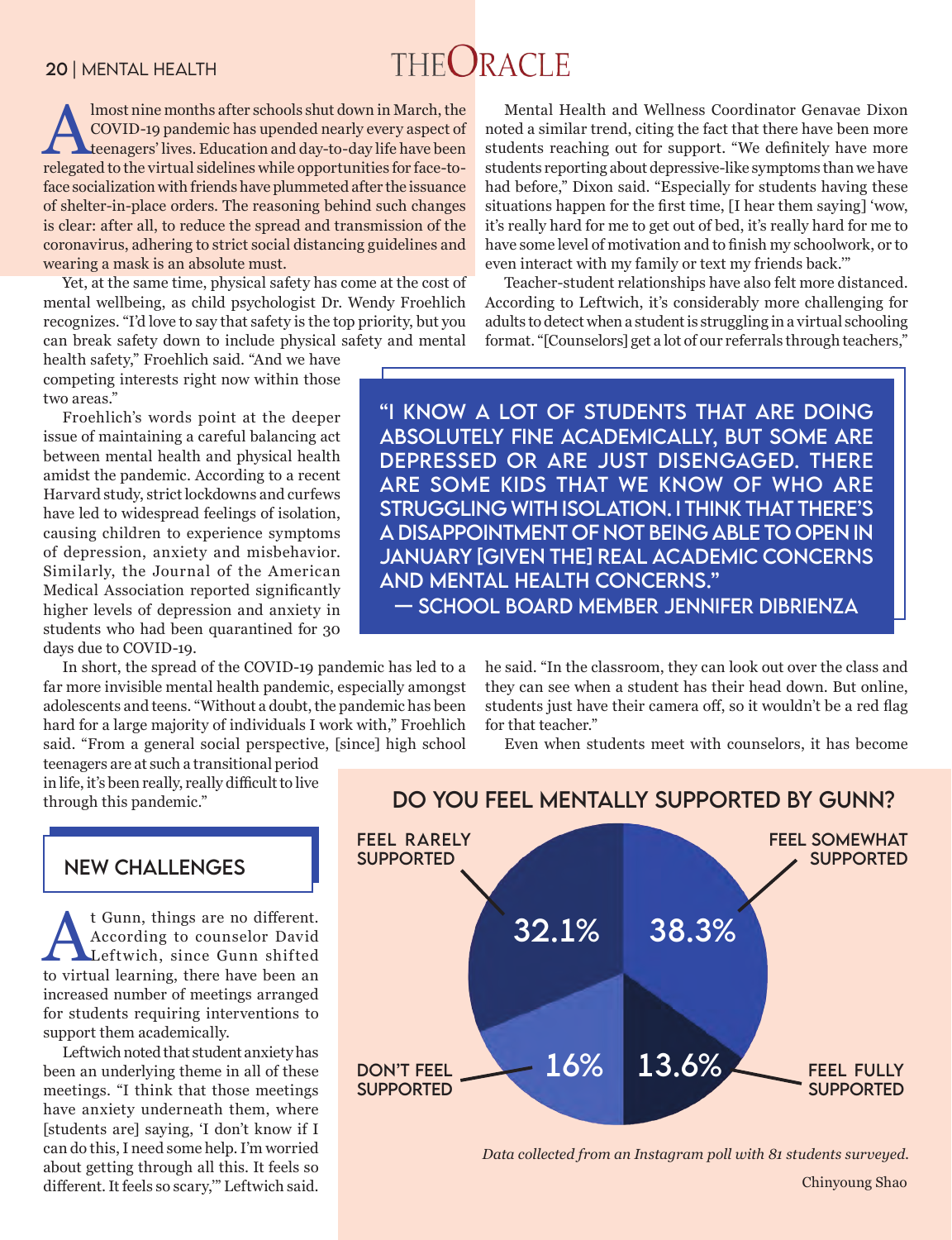Almost nine months after schools shut down in March, the COVID-19 pandemic has upended nearly every aspect of teenagers' lives. Education and day-to-day life have been relegated to the virtual sidelines while opportunities for face-to-face socialization with friends have plummeted after the issuance of shelter-in-place orders. The reasoning behind such changes is clear: after all, to reduce the spread and transmission of the coronavirus, adhering to strict social distancing guidelines and wearing a mask is an absolute must.

Yet, at the same time, physical safety has come at the cost of mental wellbeing, as child psychologist Dr. Wendy Froehlich recognizes. "I'd love to say that safety is the top priority, but you can break safety down to include physical safety and mental health safety," Froehlich said. "And we have competing interests right now within those two areas."

Froehlich's words point at the deeper issue of maintaining a careful balancing act between mental health and physical health amidst the pandemic. According to a recent Harvard study, strict lockdowns and curfews have led to widespread feelings of isolation, causing children to experience symptoms of depression, anxiety and misbehavior. Similarly, the Journal of the American Medical Association reported significantly higher levels of depression and anxiety in students who had been quarantined for 30 days due to COVID-19.

In short, the spread of the COVID-19 pandemic has led to a far more invisible mental health pandemic, especially amongst adolescents and teens. "Without a doubt, the pandemic has been hard for a large majority of individuals I work with," Froehlich said. "From a general social perspective, [since] high school teenagers are at such a transitional period in life, it's been really, really difficult to live through this pandemic."

## NEW CHALLENGES

At Gunn, things are no different. According to counselor David Leftwich, since Gunn shifted to virtual learning, there have been an increased number of meetings arranged for students requiring interventions to support them academically.

Leftwich noted that student anxiety has been an underlying theme in all of these meetings. "I think that those meetings have anxiety underneath them, where [students are] saying, 'I don't know if I can do this, I need some help. I'm worried about getting through all this. It feels so different. It feels so scary,'" Leftwich said.

Mental Health and Wellness Coordinator Genavae Dixon noted a similar trend, citing the fact that there have been more students reaching out for support. "We definitely have more students reporting about depressive-like symptoms than we have had before," Dixon said. "Especially for students having these situations happen for the first time, [I hear them saying] 'wow, it's really hard for me to get out of bed, it's really hard for me to have some level of motivation and to finish my schoolwork, or to even interact with my family or text my friends back.'"

Teacher-student relationships have also felt more distanced. According to Leftwich, it's considerably more challenging for adults to detect when a student is struggling in a virtual schooling format. "[Counselors] get a lot of our referrals through teachers," he said. "In the classroom, they can look out over the class and they can see when a student has their head down. But online, students just have their camera off, so it wouldn't be a red flag for that teacher."

> "I KNOW A LOT OF STUDENTS THAT ARE DOING ABSOLUTELY FINE ACADEMICALLY, BUT SOME ARE DEPRESSED OR ARE JUST DISENGAGED. THERE ARE SOME KIDS THAT WE KNOW OF WHO ARE STRUGGLING WITH ISOLATION. I THINK THAT THERE'S A DISAPPOINTMENT OF NOT BEING ABLE TO OPEN IN JANUARY [GIVEN THE] REAL ACADEMIC CONCERNS AND MENTAL HEALTH CONCERNS."
> — SCHOOL BOARD MEMBER JENNIFER DIBRIENZA

Even when students meet with counselors, it has become

### DO YOU FEEL MENTALLY SUPPORTED BY GUNN?

| Response | Percentage |
|---|---|
| Feel somewhat supported | 38.3% |
| Feel rarely supported | 32.1% |
| Don't feel supported | 16% |
| Feel fully supported | 13.6% |

*Data collected from an Instagram poll with 81 students surveyed.*

Chinyoung Shao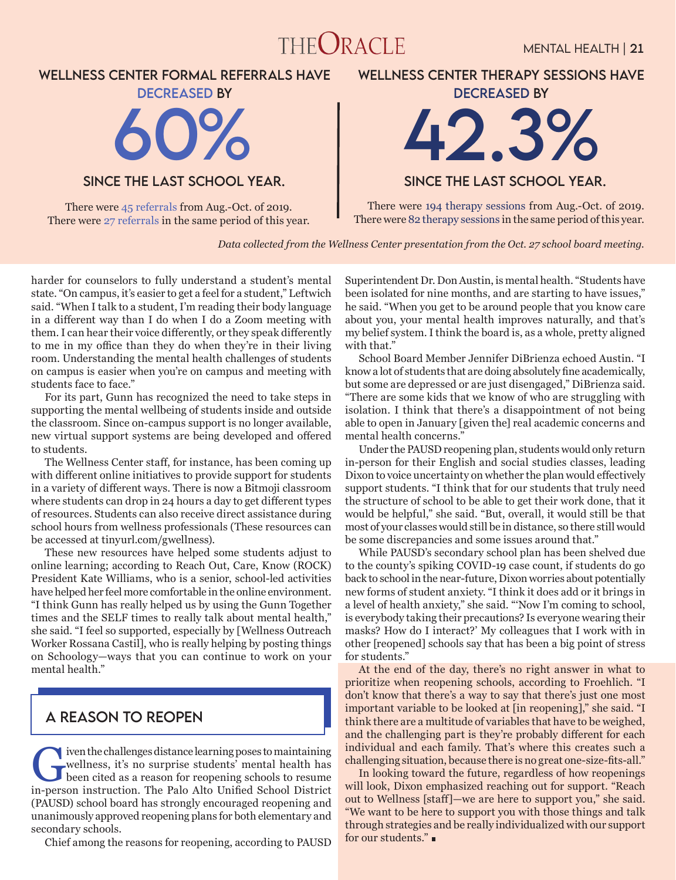**WELLNESS CENTER FORMAL REFERRALS HAVE DECREASED BY**

# 60%

**SINCE THE LAST SCHOOL YEAR.**

There were 45 referrals from Aug.-Oct. of 2019.
There were 27 referrals in the same period of this year.

**WELLNESS CENTER THERAPY SESSIONS HAVE DECREASED BY**

# 42.3%

**SINCE THE LAST SCHOOL YEAR.**

There were 194 therapy sessions from Aug.-Oct. of 2019.
There were 82 therapy sessions in the same period of this year.

*Data collected from the Wellness Center presentation from the Oct. 27 school board meeting.*

harder for counselors to fully understand a student's mental state. "On campus, it's easier to get a feel for a student," Leftwich said. "When I talk to a student, I'm reading their body language in a different way than I do when I do a Zoom meeting with them. I can hear their voice differently, or they speak differently to me in my office than they do when they're in their living room. Understanding the mental health challenges of students on campus is easier when you're on campus and meeting with students face to face."

For its part, Gunn has recognized the need to take steps in supporting the mental wellbeing of students inside and outside the classroom. Since on-campus support is no longer available, new virtual support systems are being developed and offered to students.

The Wellness Center staff, for instance, has been coming up with different online initiatives to provide support for students in a variety of different ways. There is now a Bitmoji classroom where students can drop in 24 hours a day to get different types of resources. Students can also receive direct assistance during school hours from wellness professionals (These resources can be accessed at tinyurl.com/gwellness).

These new resources have helped some students adjust to online learning; according to Reach Out, Care, Know (ROCK) President Kate Williams, who is a senior, school-led activities have helped her feel more comfortable in the online environment. "I think Gunn has really helped us by using the Gunn Together times and the SELF times to really talk about mental health," she said. "I feel so supported, especially by [Wellness Outreach Worker Rossana Castil], who is really helping by posting things on Schoology—ways that you can continue to work on your mental health."

## A REASON TO REOPEN

Given the challenges distance learning poses to maintaining wellness, it's no surprise students' mental health has been cited as a reason for reopening schools to resume in-person instruction. The Palo Alto Unified School District (PAUSD) school board has strongly encouraged reopening and unanimously approved reopening plans for both elementary and secondary schools.

Chief among the reasons for reopening, according to PAUSD Superintendent Dr. Don Austin, is mental health. "Students have been isolated for nine months, and are starting to have issues," he said. "When you get to be around people that you know care about you, your mental health improves naturally, and that's my belief system. I think the board is, as a whole, pretty aligned with that."

School Board Member Jennifer DiBrienza echoed Austin. "I know a lot of students that are doing absolutely fine academically, but some are depressed or are just disengaged," DiBrienza said. "There are some kids that we know of who are struggling with isolation. I think that there's a disappointment of not being able to open in January [given the] real academic concerns and mental health concerns."

Under the PAUSD reopening plan, students would only return in-person for their English and social studies classes, leading Dixon to voice uncertainty on whether the plan would effectively support students. "I think that for our students that truly need the structure of school to be able to get their work done, that it would be helpful," she said. "But, overall, it would still be that most of your classes would still be in distance, so there still would be some discrepancies and some issues around that."

While PAUSD's secondary school plan has been shelved due to the county's spiking COVID-19 case count, if students do go back to school in the near-future, Dixon worries about potentially new forms of student anxiety. "I think it does add or it brings in a level of health anxiety," she said. "'Now I'm coming to school, is everybody taking their precautions? Is everyone wearing their masks? How do I interact?' My colleagues that I work with in other [reopened] schools say that has been a big point of stress for students."

At the end of the day, there's no right answer in what to prioritize when reopening schools, according to Froehlich. "I don't know that there's a way to say that there's just one most important variable to be looked at [in reopening]," she said. "I think there are a multitude of variables that have to be weighed, and the challenging part is they're probably different for each individual and each family. That's where this creates such a challenging situation, because there is no great one-size-fits-all."

In looking toward the future, regardless of how reopenings will look, Dixon emphasized reaching out for support. "Reach out to Wellness [staff]—we are here to support you," she said. "We want to be here to support you with those things and talk through strategies and be really individualized with our support for our students." ■